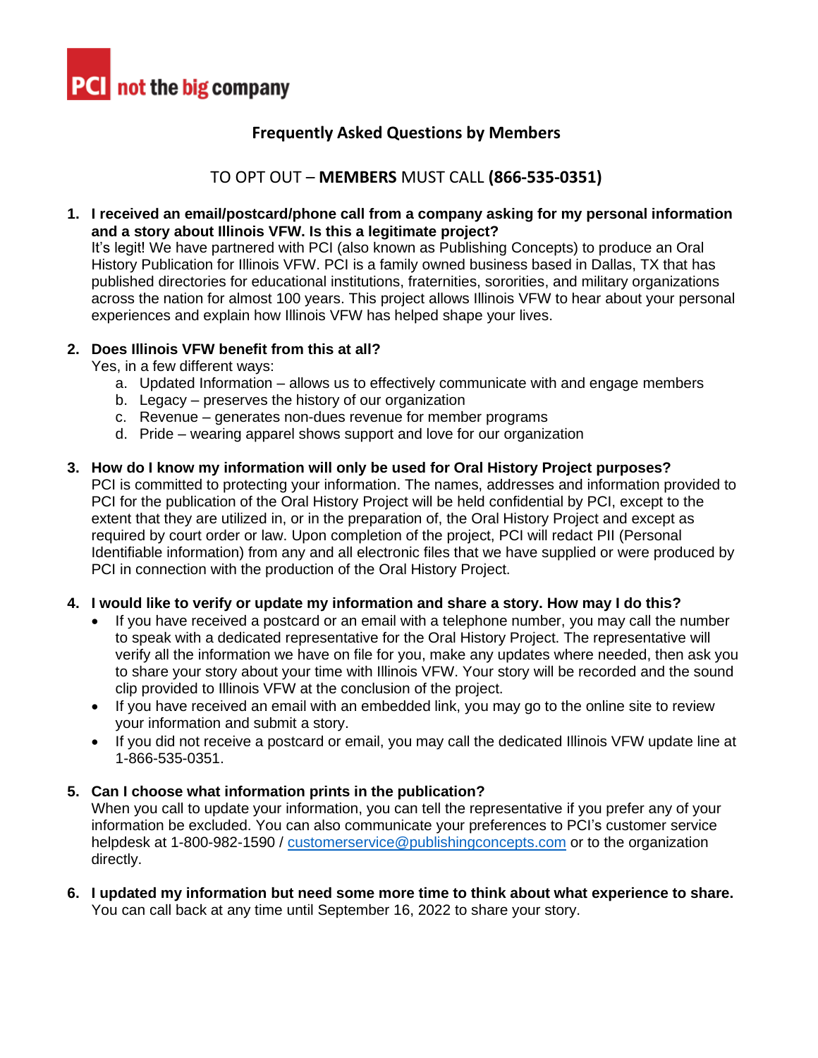**PCI** not the big company

## Frequently Asked Questions by Members

TO OPT OUT – **MEMBERS** MUST CALL **(866-535-0351)**

1. **I received an email/postcard/phone call from a company asking for my personal information and a story about Illinois VFW. Is this a legitimate project?**
   It's legit! We have partnered with PCI (also known as Publishing Concepts) to produce an Oral History Publication for Illinois VFW. PCI is a family owned business based in Dallas, TX that has published directories for educational institutions, fraternities, sororities, and military organizations across the nation for almost 100 years. This project allows Illinois VFW to hear about your personal experiences and explain how Illinois VFW has helped shape your lives.

2. **Does Illinois VFW benefit from this at all?**
   Yes, in a few different ways:
   a. Updated Information – allows us to effectively communicate with and engage members
   b. Legacy – preserves the history of our organization
   c. Revenue – generates non-dues revenue for member programs
   d. Pride – wearing apparel shows support and love for our organization

3. **How do I know my information will only be used for Oral History Project purposes?**
   PCI is committed to protecting your information. The names, addresses and information provided to PCI for the publication of the Oral History Project will be held confidential by PCI, except to the extent that they are utilized in, or in the preparation of, the Oral History Project and except as required by court order or law. Upon completion of the project, PCI will redact PII (Personal Identifiable information) from any and all electronic files that we have supplied or were produced by PCI in connection with the production of the Oral History Project.

4. **I would like to verify or update my information and share a story. How may I do this?**
   - If you have received a postcard or an email with a telephone number, you may call the number to speak with a dedicated representative for the Oral History Project. The representative will verify all the information we have on file for you, make any updates where needed, then ask you to share your story about your time with Illinois VFW. Your story will be recorded and the sound clip provided to Illinois VFW at the conclusion of the project.
   - If you have received an email with an embedded link, you may go to the online site to review your information and submit a story.
   - If you did not receive a postcard or email, you may call the dedicated Illinois VFW update line at 1-866-535-0351.

5. **Can I choose what information prints in the publication?**
   When you call to update your information, you can tell the representative if you prefer any of your information be excluded. You can also communicate your preferences to PCI's customer service helpdesk at 1-800-982-1590 / customerservice@publishingconcepts.com or to the organization directly.

6. **I updated my information but need some more time to think about what experience to share.**
   You can call back at any time until September 16, 2022 to share your story.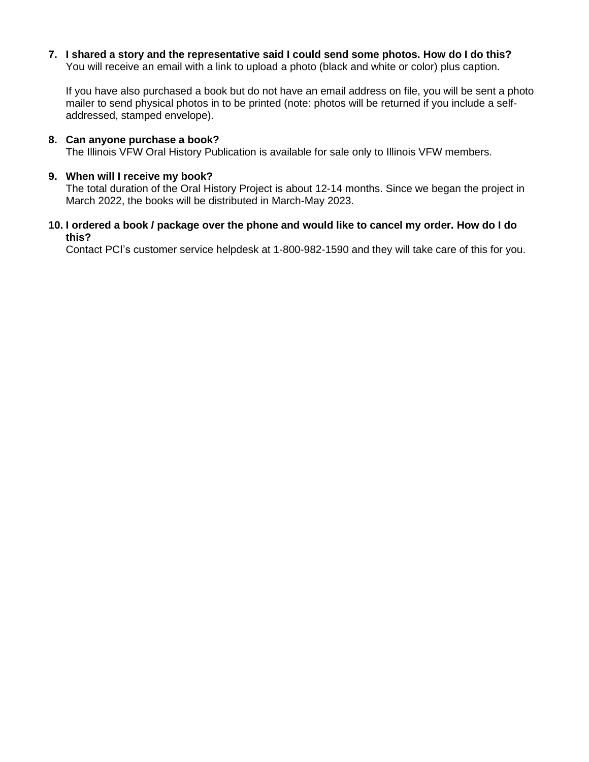7. **I shared a story and the representative said I could send some photos. How do I do this?**
   You will receive an email with a link to upload a photo (black and white or color) plus caption.

   If you have also purchased a book but do not have an email address on file, you will be sent a photo mailer to send physical photos in to be printed (note: photos will be returned if you include a self-addressed, stamped envelope).

8. **Can anyone purchase a book?**
   The Illinois VFW Oral History Publication is available for sale only to Illinois VFW members.

9. **When will I receive my book?**
   The total duration of the Oral History Project is about 12-14 months. Since we began the project in March 2022, the books will be distributed in March-May 2023.

10. **I ordered a book / package over the phone and would like to cancel my order. How do I do this?**
    Contact PCI's customer service helpdesk at 1-800-982-1590 and they will take care of this for you.